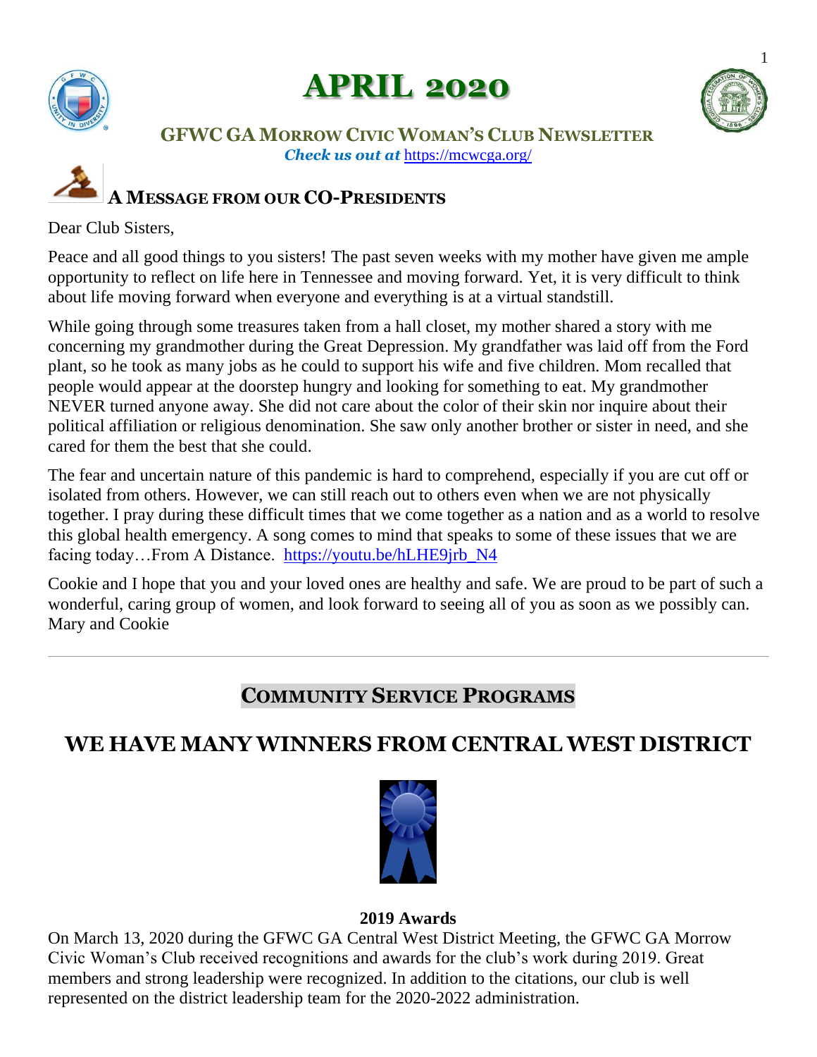# APRIL 2020

## GFWC GA Morrow Civic Woman's Club Newsletter

***Check us out at*** https://mcwcga.org/

## A Message from our Co-Presidents

Dear Club Sisters,

Peace and all good things to you sisters! The past seven weeks with my mother have given me ample opportunity to reflect on life here in Tennessee and moving forward. Yet, it is very difficult to think about life moving forward when everyone and everything is at a virtual standstill.

While going through some treasures taken from a hall closet, my mother shared a story with me concerning my grandmother during the Great Depression. My grandfather was laid off from the Ford plant, so he took as many jobs as he could to support his wife and five children. Mom recalled that people would appear at the doorstep hungry and looking for something to eat. My grandmother NEVER turned anyone away. She did not care about the color of their skin nor inquire about their political affiliation or religious denomination. She saw only another brother or sister in need, and she cared for them the best that she could.

The fear and uncertain nature of this pandemic is hard to comprehend, especially if you are cut off or isolated from others. However, we can still reach out to others even when we are not physically together. I pray during these difficult times that we come together as a nation and as a world to resolve this global health emergency. A song comes to mind that speaks to some of these issues that we are facing today…From A Distance. https://youtu.be/hLHE9jrb_N4

Cookie and I hope that you and your loved ones are healthy and safe. We are proud to be part of such a wonderful, caring group of women, and look forward to seeing all of you as soon as we possibly can.
Mary and Cookie

---

## Community Service Programs

# WE HAVE MANY WINNERS FROM CENTRAL WEST DISTRICT

**2019 Awards**

On March 13, 2020 during the GFWC GA Central West District Meeting, the GFWC GA Morrow Civic Woman's Club received recognitions and awards for the club's work during 2019. Great members and strong leadership were recognized. In addition to the citations, our club is well represented on the district leadership team for the 2020-2022 administration.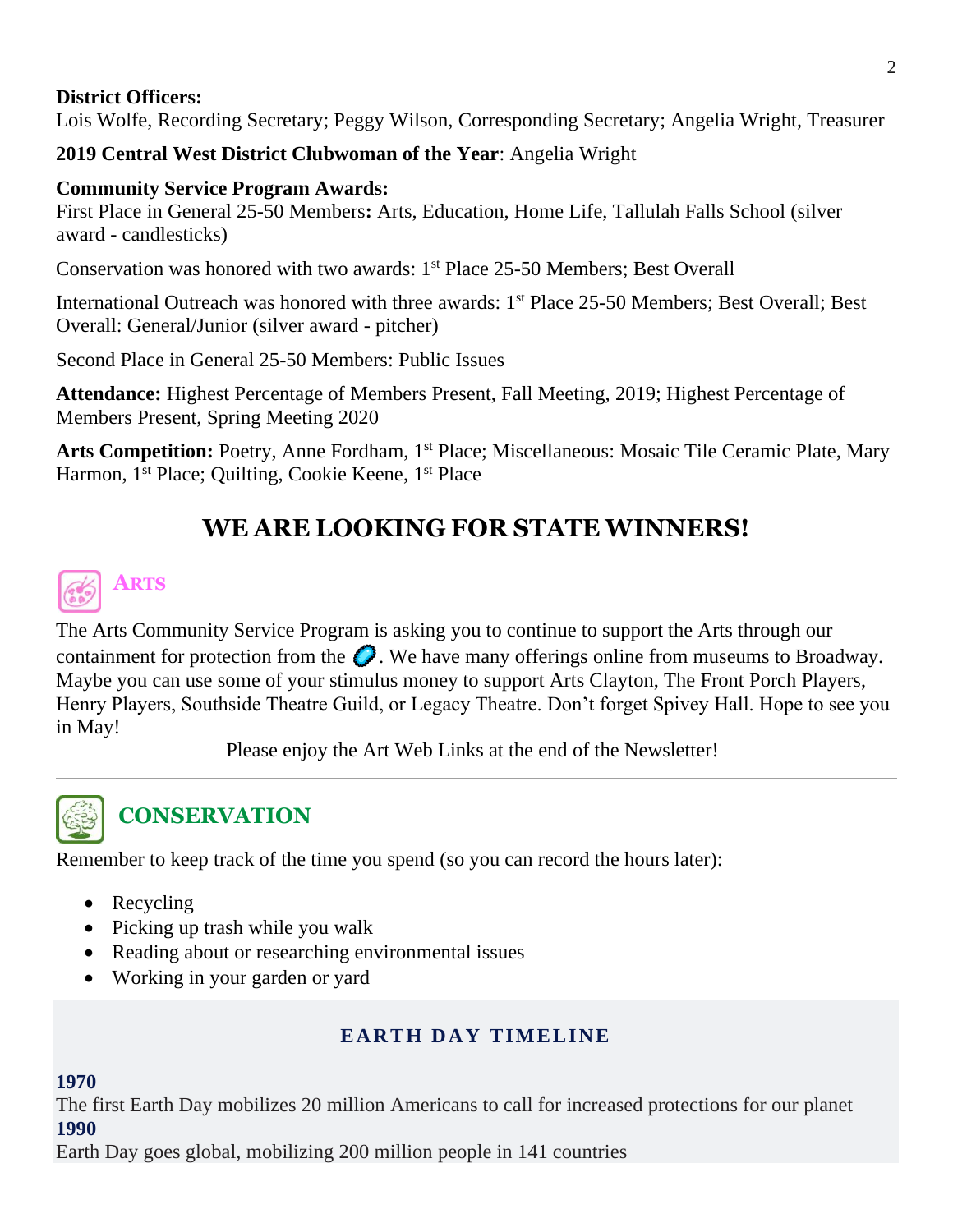**District Officers:**
Lois Wolfe, Recording Secretary; Peggy Wilson, Corresponding Secretary; Angelia Wright, Treasurer

**2019 Central West District Clubwoman of the Year**: Angelia Wright

**Community Service Program Awards:**
First Place in General 25-50 Members**:** Arts, Education, Home Life, Tallulah Falls School (silver award - candlesticks)

Conservation was honored with two awards: 1st Place 25-50 Members; Best Overall

International Outreach was honored with three awards: 1st Place 25-50 Members; Best Overall; Best Overall: General/Junior (silver award - pitcher)

Second Place in General 25-50 Members: Public Issues

**Attendance:** Highest Percentage of Members Present, Fall Meeting, 2019; Highest Percentage of Members Present, Spring Meeting 2020

**Arts Competition:** Poetry, Anne Fordham, 1st Place; Miscellaneous: Mosaic Tile Ceramic Plate, Mary Harmon, 1st Place; Quilting, Cookie Keene, 1st Place

## WE ARE LOOKING FOR STATE WINNERS!

### ARTS

The Arts Community Service Program is asking you to continue to support the Arts through our containment for protection from the . We have many offerings online from museums to Broadway. Maybe you can use some of your stimulus money to support Arts Clayton, The Front Porch Players, Henry Players, Southside Theatre Guild, or Legacy Theatre. Don't forget Spivey Hall. Hope to see you in May!

Please enjoy the Art Web Links at the end of the Newsletter!

---

### CONSERVATION

Remember to keep track of the time you spend (so you can record the hours later):

- Recycling
- Picking up trash while you walk
- Reading about or researching environmental issues
- Working in your garden or yard

#### EARTH DAY TIMELINE

**1970**
The first Earth Day mobilizes 20 million Americans to call for increased protections for our planet
**1990**
Earth Day goes global, mobilizing 200 million people in 141 countries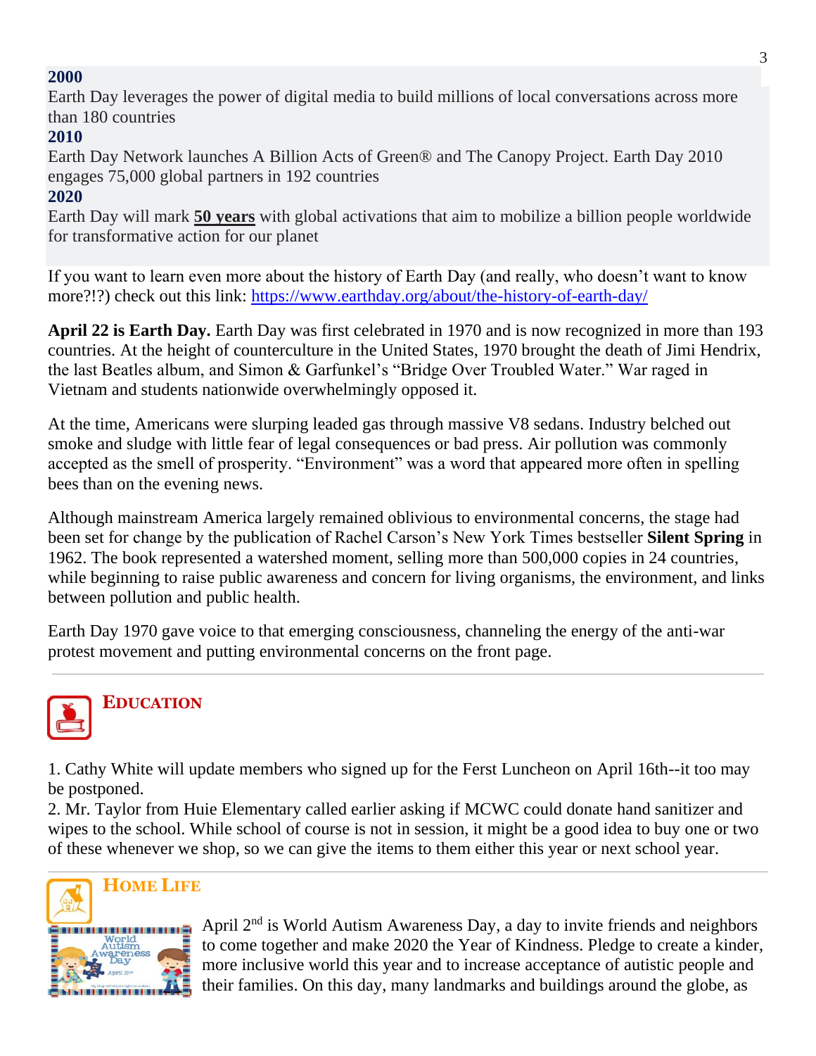**2000**
Earth Day leverages the power of digital media to build millions of local conversations across more than 180 countries
**2010**
Earth Day Network launches A Billion Acts of Green® and The Canopy Project. Earth Day 2010 engages 75,000 global partners in 192 countries
**2020**
Earth Day will mark **50 years** with global activations that aim to mobilize a billion people worldwide for transformative action for our planet

If you want to learn even more about the history of Earth Day (and really, who doesn't want to know more?!?) check out this link: https://www.earthday.org/about/the-history-of-earth-day/

**April 22 is Earth Day.** Earth Day was first celebrated in 1970 and is now recognized in more than 193 countries. At the height of counterculture in the United States, 1970 brought the death of Jimi Hendrix, the last Beatles album, and Simon & Garfunkel's "Bridge Over Troubled Water." War raged in Vietnam and students nationwide overwhelmingly opposed it.

At the time, Americans were slurping leaded gas through massive V8 sedans. Industry belched out smoke and sludge with little fear of legal consequences or bad press. Air pollution was commonly accepted as the smell of prosperity. "Environment" was a word that appeared more often in spelling bees than on the evening news.

Although mainstream America largely remained oblivious to environmental concerns, the stage had been set for change by the publication of Rachel Carson's New York Times bestseller **Silent Spring** in 1962. The book represented a watershed moment, selling more than 500,000 copies in 24 countries, while beginning to raise public awareness and concern for living organisms, the environment, and links between pollution and public health.

Earth Day 1970 gave voice to that emerging consciousness, channeling the energy of the anti-war protest movement and putting environmental concerns on the front page.

## EDUCATION

1. Cathy White will update members who signed up for the Ferst Luncheon on April 16th--it too may be postponed.
2. Mr. Taylor from Huie Elementary called earlier asking if MCWC could donate hand sanitizer and wipes to the school. While school of course is not in session, it might be a good idea to buy one or two of these whenever we shop, so we can give the items to them either this year or next school year.

## HOME LIFE

April 2nd is World Autism Awareness Day, a day to invite friends and neighbors to come together and make 2020 the Year of Kindness. Pledge to create a kinder, more inclusive world this year and to increase acceptance of autistic people and their families. On this day, many landmarks and buildings around the globe, as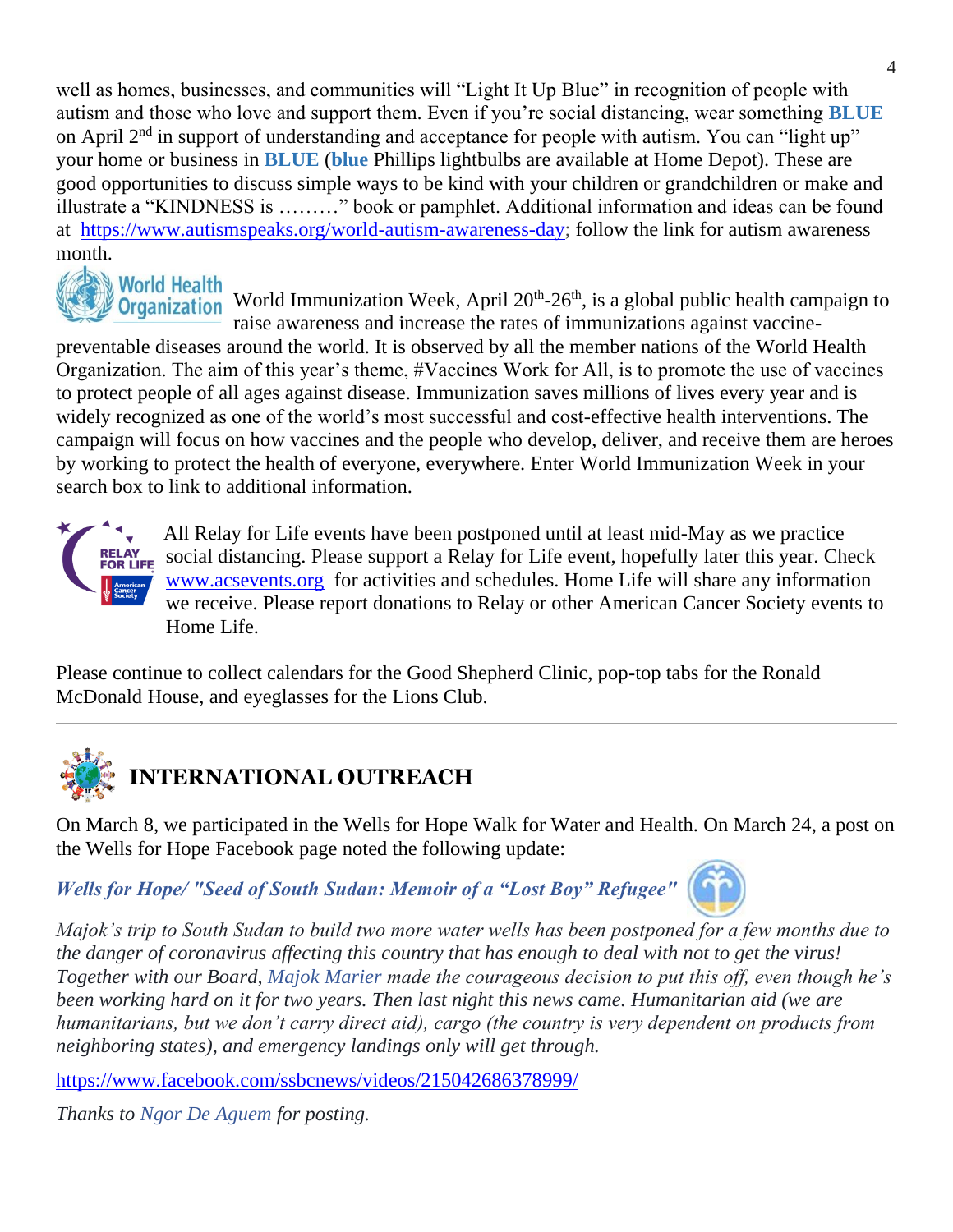well as homes, businesses, and communities will "Light It Up Blue" in recognition of people with autism and those who love and support them. Even if you're social distancing, wear something **BLUE** on April 2nd in support of understanding and acceptance for people with autism. You can "light up" your home or business in **BLUE** (**blue** Phillips lightbulbs are available at Home Depot). These are good opportunities to discuss simple ways to be kind with your children or grandchildren or make and illustrate a "KINDNESS is ………" book or pamphlet. Additional information and ideas can be found at https://www.autismspeaks.org/world-autism-awareness-day; follow the link for autism awareness month.

World Health Organization

World Immunization Week, April 20th-26th, is a global public health campaign to raise awareness and increase the rates of immunizations against vaccine-preventable diseases around the world. It is observed by all the member nations of the World Health Organization. The aim of this year's theme, #Vaccines Work for All, is to promote the use of vaccines to protect people of all ages against disease. Immunization saves millions of lives every year and is widely recognized as one of the world's most successful and cost-effective health interventions. The campaign will focus on how vaccines and the people who develop, deliver, and receive them are heroes by working to protect the health of everyone, everywhere. Enter World Immunization Week in your search box to link to additional information.

All Relay for Life events have been postponed until at least mid-May as we practice social distancing. Please support a Relay for Life event, hopefully later this year. Check www.acsevents.org for activities and schedules. Home Life will share any information we receive. Please report donations to Relay or other American Cancer Society events to Home Life.

Please continue to collect calendars for the Good Shepherd Clinic, pop-top tabs for the Ronald McDonald House, and eyeglasses for the Lions Club.

---

## INTERNATIONAL OUTREACH

On March 8, we participated in the Wells for Hope Walk for Water and Health. On March 24, a post on the Wells for Hope Facebook page noted the following update:

***Wells for Hope/ "Seed of South Sudan: Memoir of a "Lost Boy" Refugee"***

*Majok's trip to South Sudan to build two more water wells has been postponed for a few months due to the danger of coronavirus affecting this country that has enough to deal with not to get the virus! Together with our Board, Majok Marier made the courageous decision to put this off, even though he's been working hard on it for two years. Then last night this news came. Humanitarian aid (we are humanitarians, but we don't carry direct aid), cargo (the country is very dependent on products from neighboring states), and emergency landings only will get through.*

https://www.facebook.com/ssbcnews/videos/215042686378999/

*Thanks to Ngor De Aguem for posting.*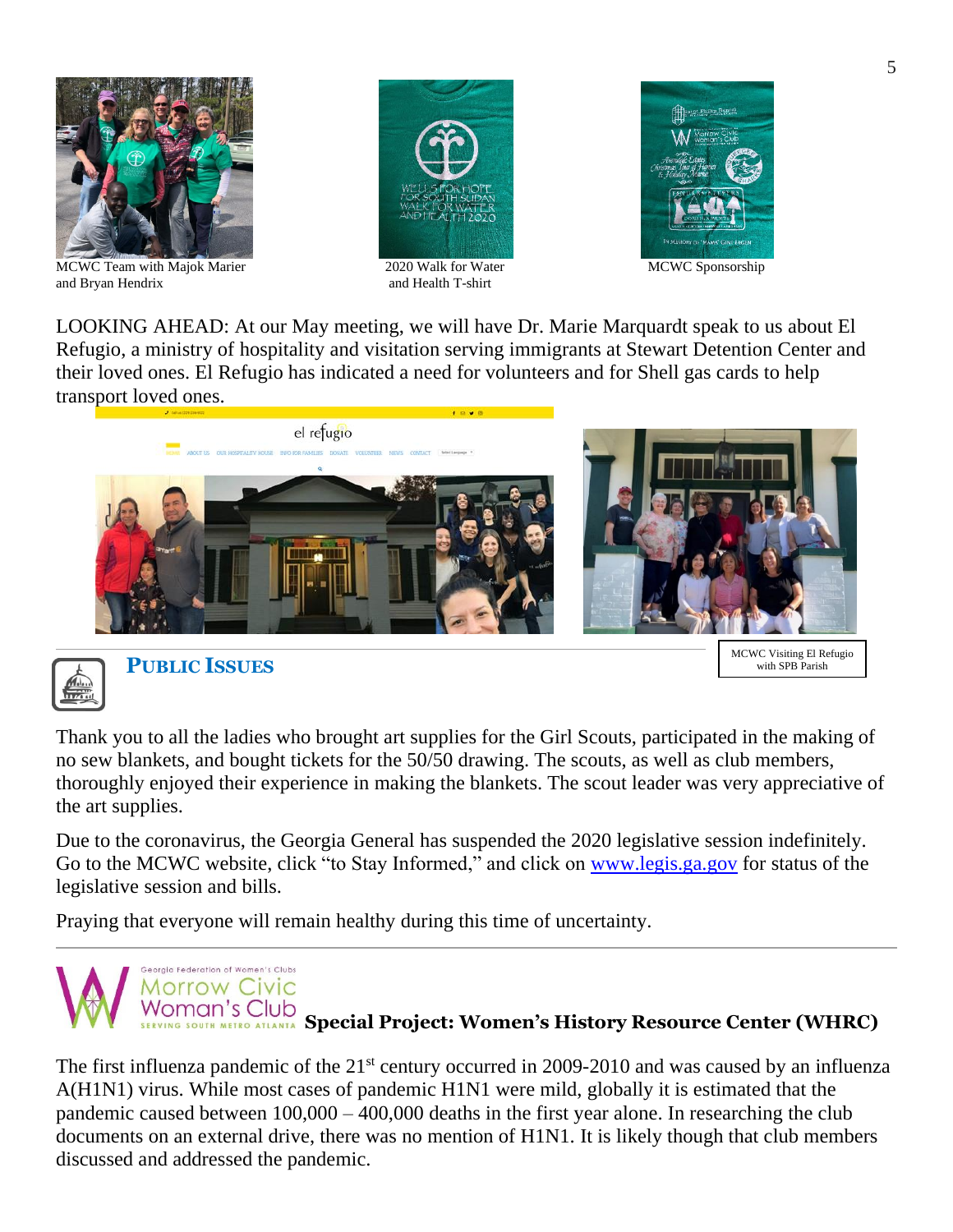MCWC Team with Majok Marier and Bryan Hendrix

2020 Walk for Water and Health T-shirt

MCWC Sponsorship

LOOKING AHEAD: At our May meeting, we will have Dr. Marie Marquardt speak to us about El Refugio, a ministry of hospitality and visitation serving immigrants at Stewart Detention Center and their loved ones. El Refugio has indicated a need for volunteers and for Shell gas cards to help transport loved ones.

MCWC Visiting El Refugio with SPB Parish

## PUBLIC ISSUES

Thank you to all the ladies who brought art supplies for the Girl Scouts, participated in the making of no sew blankets, and bought tickets for the 50/50 drawing. The scouts, as well as club members, thoroughly enjoyed their experience in making the blankets. The scout leader was very appreciative of the art supplies.

Due to the coronavirus, the Georgia General has suspended the 2020 legislative session indefinitely. Go to the MCWC website, click "to Stay Informed," and click on [www.legis.ga.gov](http://www.legis.ga.gov) for status of the legislative session and bills.

Praying that everyone will remain healthy during this time of uncertainty.

---

Georgia Federation of Women's Clubs
Morrow Civic Woman's Club
SERVING SOUTH METRO ATLANTA

## Special Project: Women's History Resource Center (WHRC)

The first influenza pandemic of the 21st century occurred in 2009-2010 and was caused by an influenza A(H1N1) virus. While most cases of pandemic H1N1 were mild, globally it is estimated that the pandemic caused between 100,000 – 400,000 deaths in the first year alone. In researching the club documents on an external drive, there was no mention of H1N1. It is likely though that club members discussed and addressed the pandemic.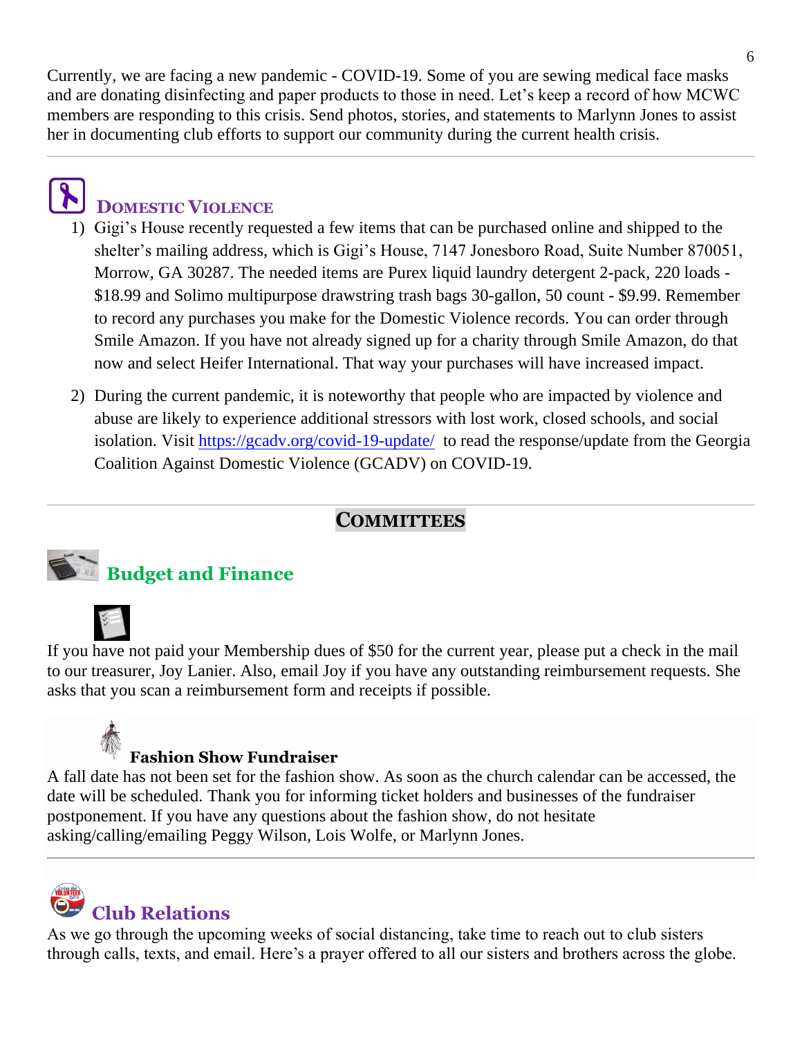Currently, we are facing a new pandemic - COVID-19. Some of you are sewing medical face masks and are donating disinfecting and paper products to those in need. Let's keep a record of how MCWC members are responding to this crisis. Send photos, stories, and statements to Marlynn Jones to assist her in documenting club efforts to support our community during the current health crisis.

---

## DOMESTIC VIOLENCE

1) Gigi's House recently requested a few items that can be purchased online and shipped to the shelter's mailing address, which is Gigi's House, 7147 Jonesboro Road, Suite Number 870051, Morrow, GA 30287. The needed items are Purex liquid laundry detergent 2-pack, 220 loads - $18.99 and Solimo multipurpose drawstring trash bags 30-gallon, 50 count - $9.99. Remember to record any purchases you make for the Domestic Violence records. You can order through Smile Amazon. If you have not already signed up for a charity through Smile Amazon, do that now and select Heifer International. That way your purchases will have increased impact.

2) During the current pandemic, it is noteworthy that people who are impacted by violence and abuse are likely to experience additional stressors with lost work, closed schools, and social isolation. Visit https://gcadv.org/covid-19-update/ to read the response/update from the Georgia Coalition Against Domestic Violence (GCADV) on COVID-19.

---

# COMMITTEES

## Budget and Finance

If you have not paid your Membership dues of $50 for the current year, please put a check in the mail to our treasurer, Joy Lanier. Also, email Joy if you have any outstanding reimbursement requests. She asks that you scan a reimbursement form and receipts if possible.

### Fashion Show Fundraiser

A fall date has not been set for the fashion show. As soon as the church calendar can be accessed, the date will be scheduled. Thank you for informing ticket holders and businesses of the fundraiser postponement. If you have any questions about the fashion show, do not hesitate asking/calling/emailing Peggy Wilson, Lois Wolfe, or Marlynn Jones.

---

## Club Relations

As we go through the upcoming weeks of social distancing, take time to reach out to club sisters through calls, texts, and email. Here's a prayer offered to all our sisters and brothers across the globe.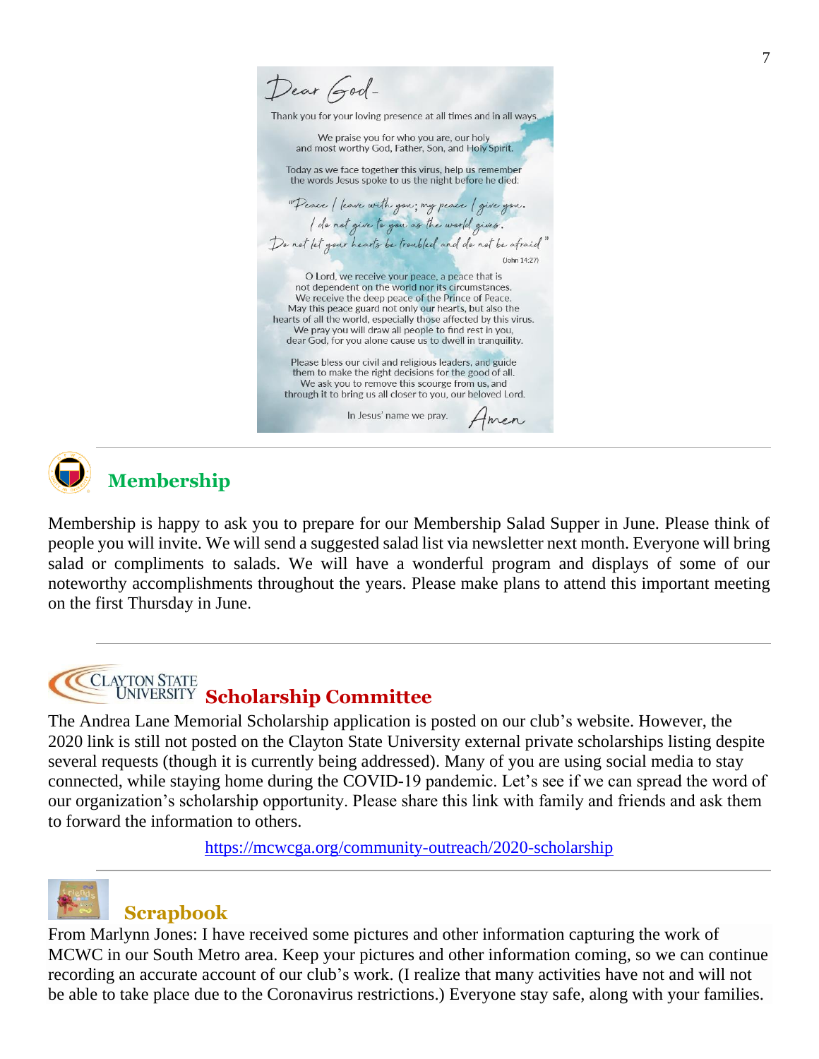Dear God-

Thank you for your loving presence at all times and in all ways.

We praise you for who you are, our holy and most worthy God, Father, Son, and Holy Spirit.

Today as we face together this virus, help us remember the words Jesus spoke to us the night before he died:

*"Peace I leave with you; my peace I give you. I do not give to you as the world gives. Do not let your hearts be troubled and do not be afraid"* (John 14:27)

O Lord, we receive your peace, a peace that is not dependent on the world nor its circumstances. We receive the deep peace of the Prince of Peace. May this peace guard not only our hearts, but also the hearts of all the world, especially those affected by this virus. We pray you will draw all people to find rest in you, dear God, for you alone cause us to dwell in tranquility.

Please bless our civil and religious leaders, and guide them to make the right decisions for the good of all. We ask you to remove this scourge from us, and through it to bring us all closer to you, our beloved Lord.

In Jesus' name we pray. *Amen*

---

## Membership

Membership is happy to ask you to prepare for our Membership Salad Supper in June. Please think of people you will invite. We will send a suggested salad list via newsletter next month. Everyone will bring salad or compliments to salads. We will have a wonderful program and displays of some of our noteworthy accomplishments throughout the years. Please make plans to attend this important meeting on the first Thursday in June.

---

## Scholarship Committee

The Andrea Lane Memorial Scholarship application is posted on our club's website. However, the 2020 link is still not posted on the Clayton State University external private scholarships listing despite several requests (though it is currently being addressed). Many of you are using social media to stay connected, while staying home during the COVID-19 pandemic. Let's see if we can spread the word of our organization's scholarship opportunity. Please share this link with family and friends and ask them to forward the information to others.

https://mcwcga.org/community-outreach/2020-scholarship

---

## Scrapbook

From Marlynn Jones: I have received some pictures and other information capturing the work of MCWC in our South Metro area. Keep your pictures and other information coming, so we can continue recording an accurate account of our club's work. (I realize that many activities have not and will not be able to take place due to the Coronavirus restrictions.) Everyone stay safe, along with your families.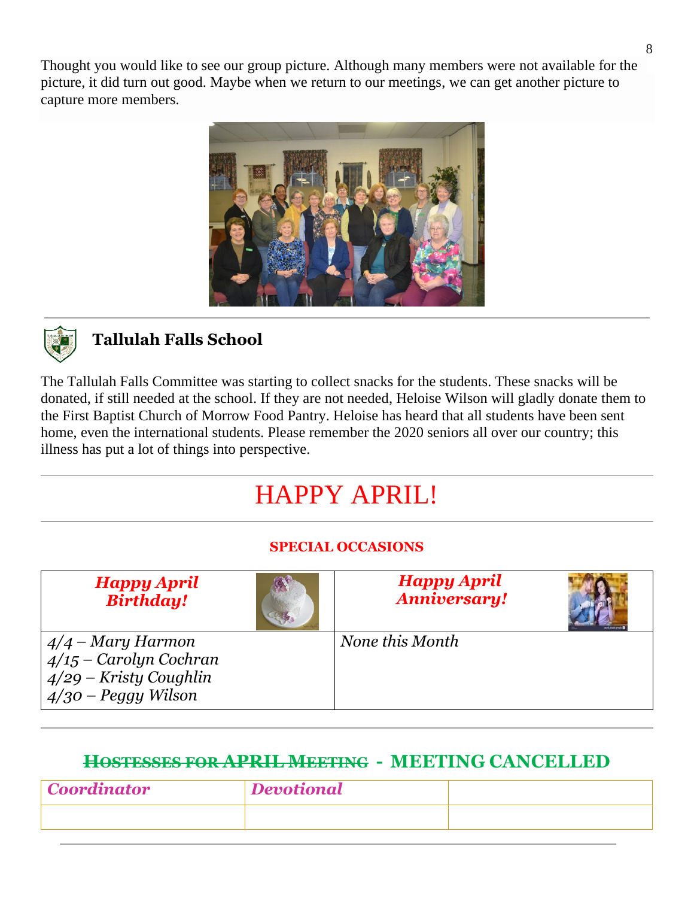Thought you would like to see our group picture. Although many members were not available for the picture, it did turn out good. Maybe when we return to our meetings, we can get another picture to capture more members.

## Tallulah Falls School

The Tallulah Falls Committee was starting to collect snacks for the students. These snacks will be donated, if still needed at the school. If they are not needed, Heloise Wilson will gladly donate them to the First Baptist Church of Morrow Food Pantry. Heloise has heard that all students have been sent home, even the international students. Please remember the 2020 seniors all over our country; this illness has put a lot of things into perspective.

# HAPPY APRIL!

**SPECIAL OCCASIONS**

| ***Happy April Birthday!*** | ***Happy April Anniversary!*** |
| --- | --- |
| *4/4 – Mary Harmon*<br>*4/15 – Carolyn Cochran*<br>*4/29 – Kristy Coughlin*<br>*4/30 – Peggy Wilson* | *None this Month* |

## ~~Hostesses for APRIL Meeting~~ - MEETING CANCELLED

| *Coordinator* | *Devotional* | |
| --- | --- | --- |
| | | |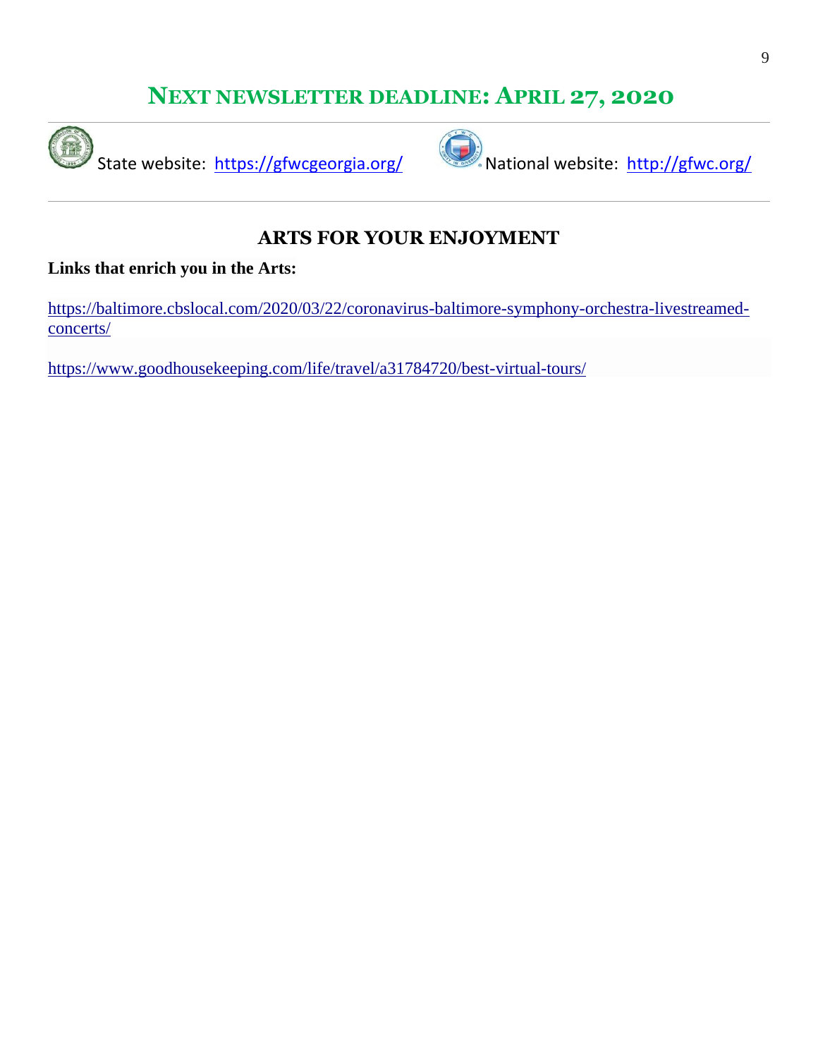# NEXT NEWSLETTER DEADLINE: APRIL 27, 2020

State website: https://gfwcgeorgia.org/ National website: http://gfwc.org/

## ARTS FOR YOUR ENJOYMENT

**Links that enrich you in the Arts:**

https://baltimore.cbslocal.com/2020/03/22/coronavirus-baltimore-symphony-orchestra-livestreamed-concerts/

https://www.goodhousekeeping.com/life/travel/a31784720/best-virtual-tours/